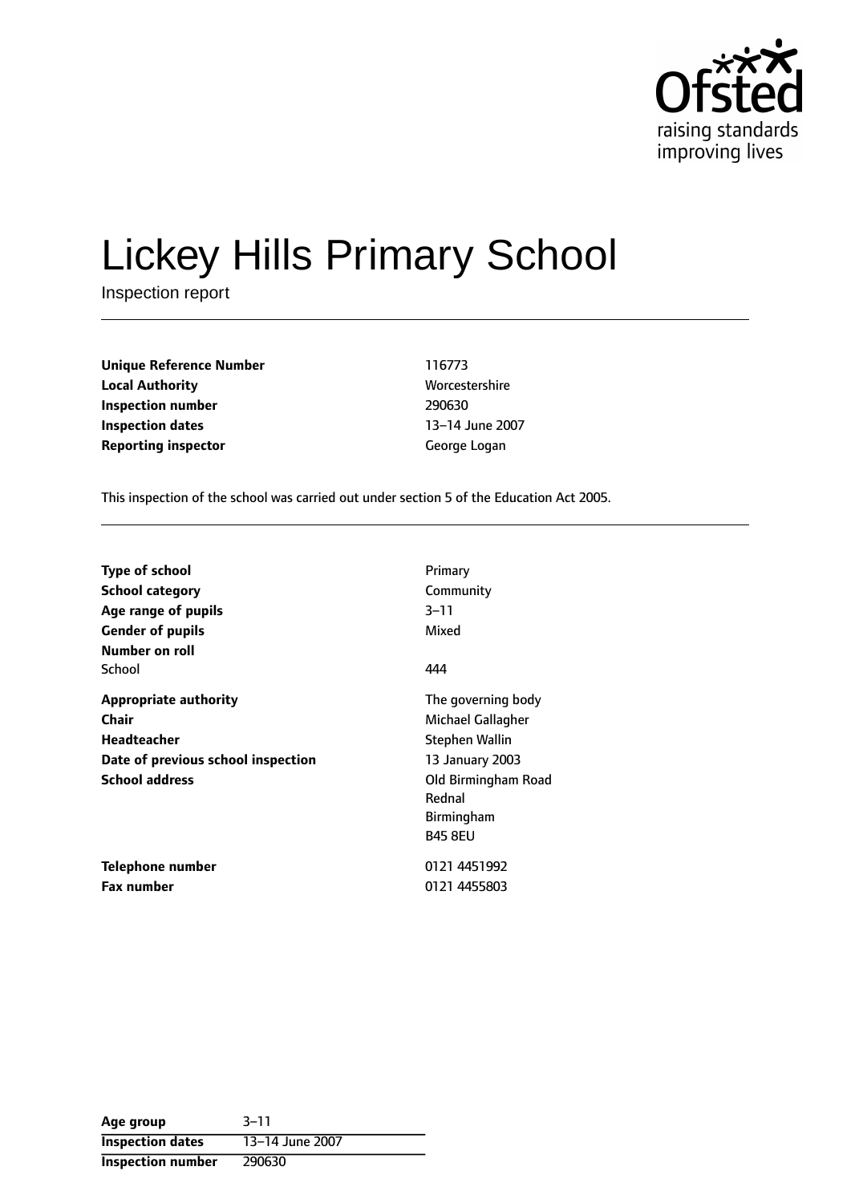# Lickey Hills Primary School

Inspection report

| | |
|---|---|
| **Unique Reference Number** | 116773 |
| **Local Authority** | Worcestershire |
| **Inspection number** | 290630 |
| **Inspection dates** | 13–14 June 2007 |
| **Reporting inspector** | George Logan |

This inspection of the school was carried out under section 5 of the Education Act 2005.

| | |
|---|---|
| **Type of school** | Primary |
| **School category** | Community |
| **Age range of pupils** | 3–11 |
| **Gender of pupils** | Mixed |
| **Number on roll** | |
| School | 444 |
| **Appropriate authority** | The governing body |
| **Chair** | Michael Gallagher |
| **Headteacher** | Stephen Wallin |
| **Date of previous school inspection** | 13 January 2003 |
| **School address** | Old Birmingham Road<br>Rednal<br>Birmingham<br>B45 8EU |
| **Telephone number** | 0121 4451992 |
| **Fax number** | 0121 4455803 |

| | |
|---|---|
| **Age group** | 3–11 |
| **Inspection dates** | 13–14 June 2007 |
| **Inspection number** | 290630 |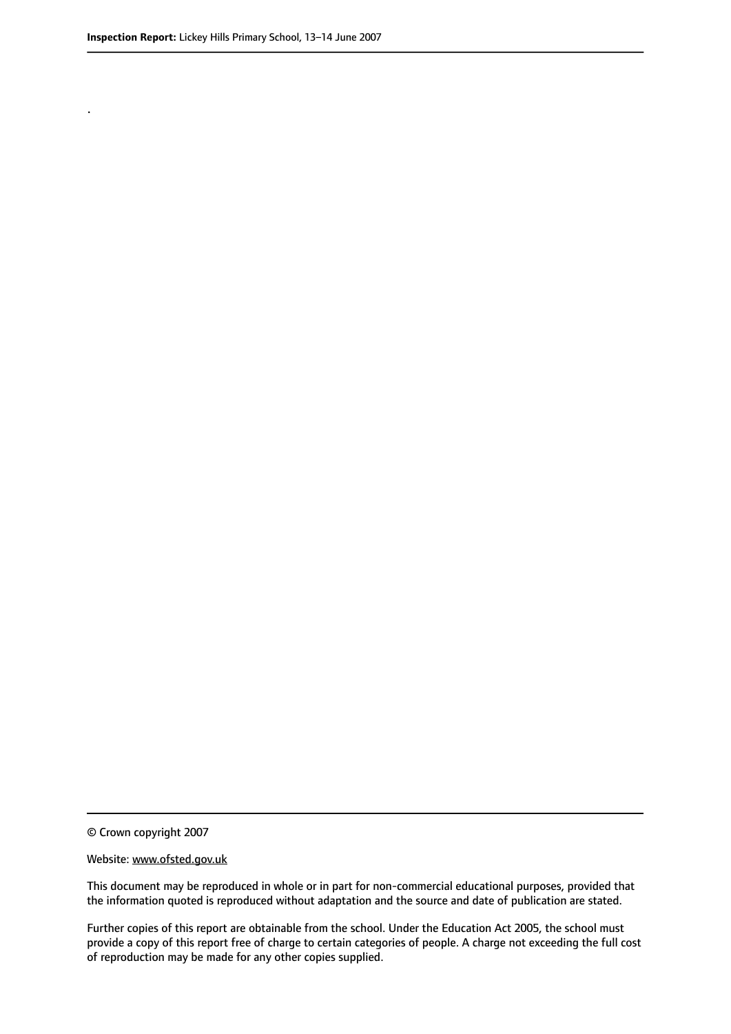.

© Crown copyright 2007

Website: www.ofsted.gov.uk

This document may be reproduced in whole or in part for non-commercial educational purposes, provided that the information quoted is reproduced without adaptation and the source and date of publication are stated.

Further copies of this report are obtainable from the school. Under the Education Act 2005, the school must provide a copy of this report free of charge to certain categories of people. A charge not exceeding the full cost of reproduction may be made for any other copies supplied.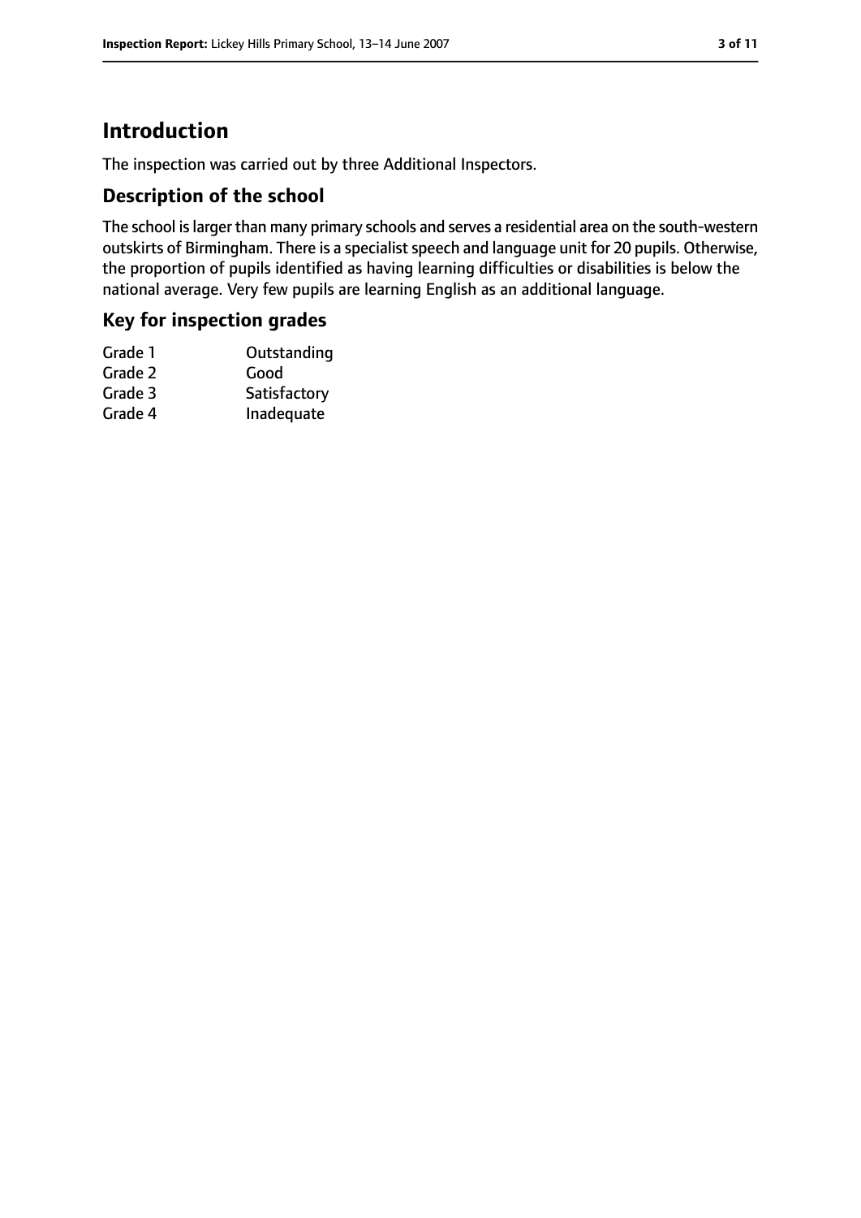# Introduction

The inspection was carried out by three Additional Inspectors.

## Description of the school

The school is larger than many primary schools and serves a residential area on the south-western outskirts of Birmingham. There is a specialist speech and language unit for 20 pupils. Otherwise, the proportion of pupils identified as having learning difficulties or disabilities is below the national average. Very few pupils are learning English as an additional language.

## Key for inspection grades

| | |
|---|---|
| Grade 1 | Outstanding |
| Grade 2 | Good |
| Grade 3 | Satisfactory |
| Grade 4 | Inadequate |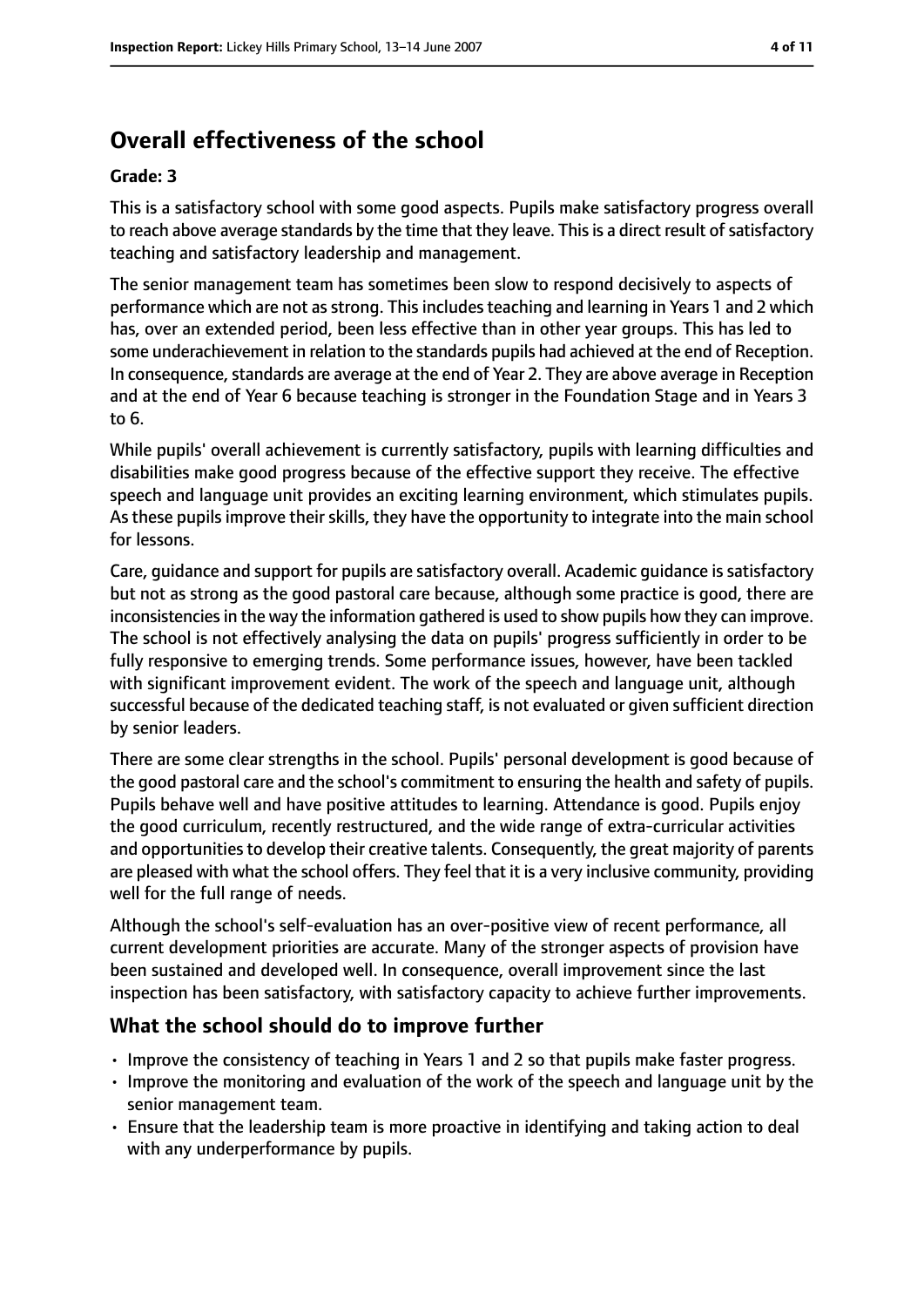## Overall effectiveness of the school

### Grade: 3

This is a satisfactory school with some good aspects. Pupils make satisfactory progress overall to reach above average standards by the time that they leave. This is a direct result of satisfactory teaching and satisfactory leadership and management.

The senior management team has sometimes been slow to respond decisively to aspects of performance which are not as strong. This includes teaching and learning in Years 1 and 2 which has, over an extended period, been less effective than in other year groups. This has led to some underachievement in relation to the standards pupils had achieved at the end of Reception. In consequence, standards are average at the end of Year 2. They are above average in Reception and at the end of Year 6 because teaching is stronger in the Foundation Stage and in Years 3 to 6.

While pupils' overall achievement is currently satisfactory, pupils with learning difficulties and disabilities make good progress because of the effective support they receive. The effective speech and language unit provides an exciting learning environment, which stimulates pupils. As these pupils improve their skills, they have the opportunity to integrate into the main school for lessons.

Care, guidance and support for pupils are satisfactory overall. Academic guidance is satisfactory but not as strong as the good pastoral care because, although some practice is good, there are inconsistencies in the way the information gathered is used to show pupils how they can improve. The school is not effectively analysing the data on pupils' progress sufficiently in order to be fully responsive to emerging trends. Some performance issues, however, have been tackled with significant improvement evident. The work of the speech and language unit, although successful because of the dedicated teaching staff, is not evaluated or given sufficient direction by senior leaders.

There are some clear strengths in the school. Pupils' personal development is good because of the good pastoral care and the school's commitment to ensuring the health and safety of pupils. Pupils behave well and have positive attitudes to learning. Attendance is good. Pupils enjoy the good curriculum, recently restructured, and the wide range of extra-curricular activities and opportunities to develop their creative talents. Consequently, the great majority of parents are pleased with what the school offers. They feel that it is a very inclusive community, providing well for the full range of needs.

Although the school's self-evaluation has an over-positive view of recent performance, all current development priorities are accurate. Many of the stronger aspects of provision have been sustained and developed well. In consequence, overall improvement since the last inspection has been satisfactory, with satisfactory capacity to achieve further improvements.

### What the school should do to improve further

- Improve the consistency of teaching in Years 1 and 2 so that pupils make faster progress.
- Improve the monitoring and evaluation of the work of the speech and language unit by the senior management team.
- Ensure that the leadership team is more proactive in identifying and taking action to deal with any underperformance by pupils.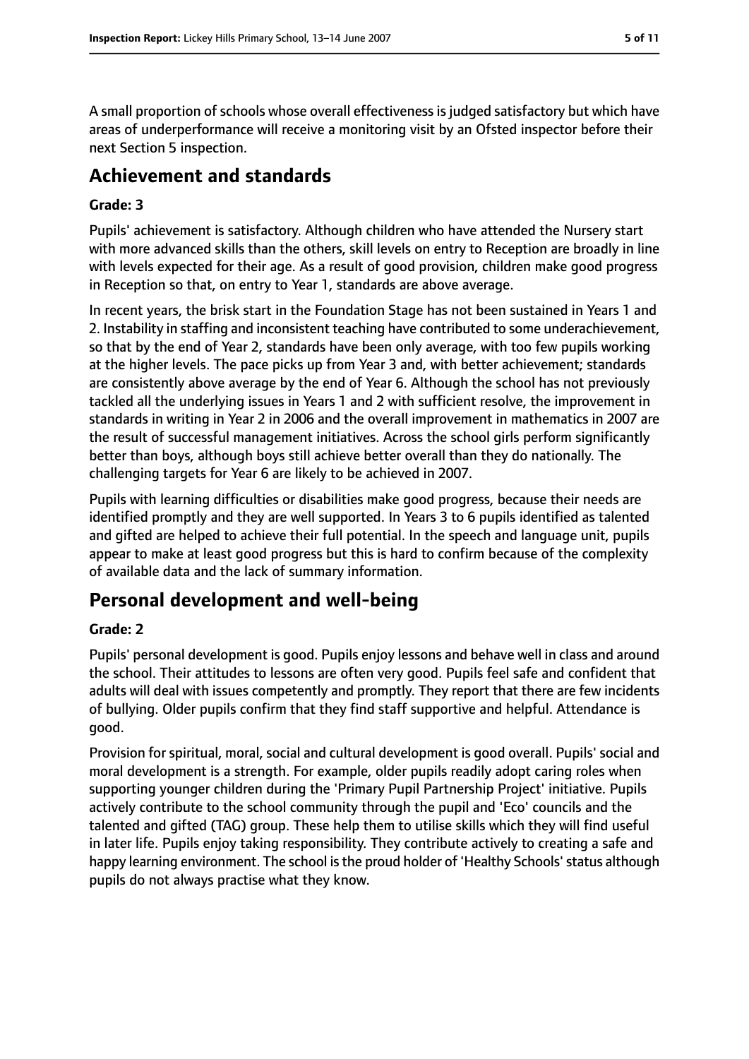A small proportion of schools whose overall effectiveness is judged satisfactory but which have areas of underperformance will receive a monitoring visit by an Ofsted inspector before their next Section 5 inspection.

## Achievement and standards

**Grade: 3**

Pupils' achievement is satisfactory. Although children who have attended the Nursery start with more advanced skills than the others, skill levels on entry to Reception are broadly in line with levels expected for their age. As a result of good provision, children make good progress in Reception so that, on entry to Year 1, standards are above average.

In recent years, the brisk start in the Foundation Stage has not been sustained in Years 1 and 2. Instability in staffing and inconsistent teaching have contributed to some underachievement, so that by the end of Year 2, standards have been only average, with too few pupils working at the higher levels. The pace picks up from Year 3 and, with better achievement; standards are consistently above average by the end of Year 6. Although the school has not previously tackled all the underlying issues in Years 1 and 2 with sufficient resolve, the improvement in standards in writing in Year 2 in 2006 and the overall improvement in mathematics in 2007 are the result of successful management initiatives. Across the school girls perform significantly better than boys, although boys still achieve better overall than they do nationally. The challenging targets for Year 6 are likely to be achieved in 2007.

Pupils with learning difficulties or disabilities make good progress, because their needs are identified promptly and they are well supported. In Years 3 to 6 pupils identified as talented and gifted are helped to achieve their full potential. In the speech and language unit, pupils appear to make at least good progress but this is hard to confirm because of the complexity of available data and the lack of summary information.

## Personal development and well-being

**Grade: 2**

Pupils' personal development is good. Pupils enjoy lessons and behave well in class and around the school. Their attitudes to lessons are often very good. Pupils feel safe and confident that adults will deal with issues competently and promptly. They report that there are few incidents of bullying. Older pupils confirm that they find staff supportive and helpful. Attendance is good.

Provision for spiritual, moral, social and cultural development is good overall. Pupils' social and moral development is a strength. For example, older pupils readily adopt caring roles when supporting younger children during the 'Primary Pupil Partnership Project' initiative. Pupils actively contribute to the school community through the pupil and 'Eco' councils and the talented and gifted (TAG) group. These help them to utilise skills which they will find useful in later life. Pupils enjoy taking responsibility. They contribute actively to creating a safe and happy learning environment. The school is the proud holder of 'Healthy Schools' status although pupils do not always practise what they know.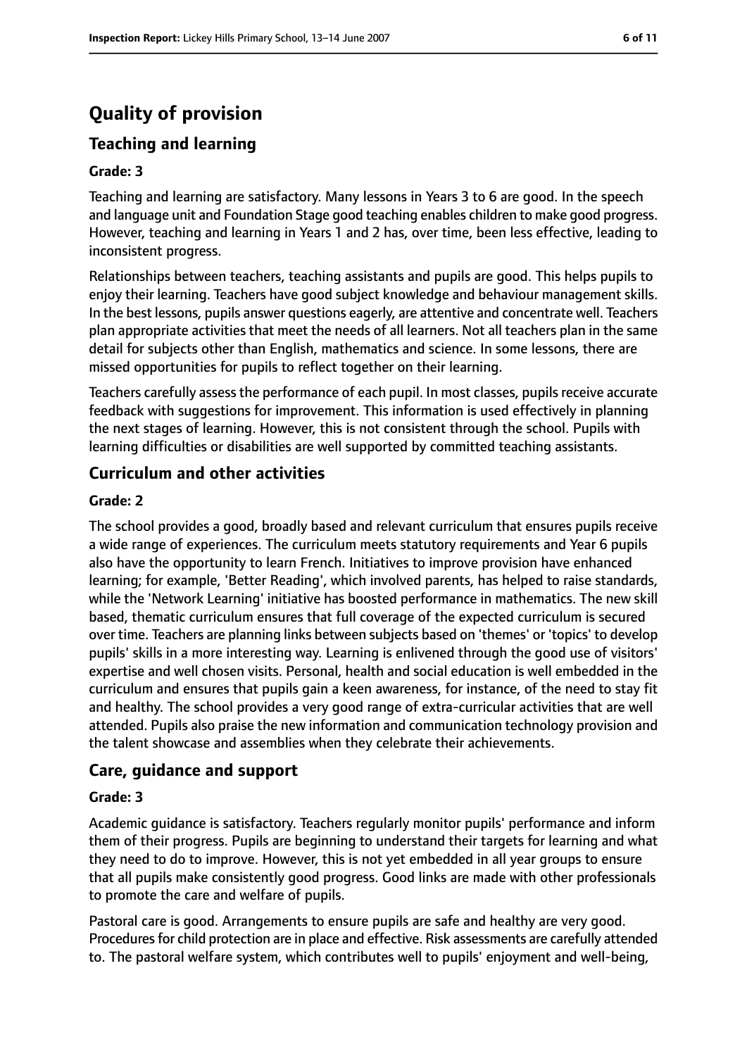# Quality of provision

## Teaching and learning

### Grade: 3

Teaching and learning are satisfactory. Many lessons in Years 3 to 6 are good. In the speech and language unit and Foundation Stage good teaching enables children to make good progress. However, teaching and learning in Years 1 and 2 has, over time, been less effective, leading to inconsistent progress.

Relationships between teachers, teaching assistants and pupils are good. This helps pupils to enjoy their learning. Teachers have good subject knowledge and behaviour management skills. In the best lessons, pupils answer questions eagerly, are attentive and concentrate well. Teachers plan appropriate activities that meet the needs of all learners. Not all teachers plan in the same detail for subjects other than English, mathematics and science. In some lessons, there are missed opportunities for pupils to reflect together on their learning.

Teachers carefully assess the performance of each pupil. In most classes, pupils receive accurate feedback with suggestions for improvement. This information is used effectively in planning the next stages of learning. However, this is not consistent through the school. Pupils with learning difficulties or disabilities are well supported by committed teaching assistants.

## Curriculum and other activities

### Grade: 2

The school provides a good, broadly based and relevant curriculum that ensures pupils receive a wide range of experiences. The curriculum meets statutory requirements and Year 6 pupils also have the opportunity to learn French. Initiatives to improve provision have enhanced learning; for example, 'Better Reading', which involved parents, has helped to raise standards, while the 'Network Learning' initiative has boosted performance in mathematics. The new skill based, thematic curriculum ensures that full coverage of the expected curriculum is secured over time. Teachers are planning links between subjects based on 'themes' or 'topics' to develop pupils' skills in a more interesting way. Learning is enlivened through the good use of visitors' expertise and well chosen visits. Personal, health and social education is well embedded in the curriculum and ensures that pupils gain a keen awareness, for instance, of the need to stay fit and healthy. The school provides a very good range of extra-curricular activities that are well attended. Pupils also praise the new information and communication technology provision and the talent showcase and assemblies when they celebrate their achievements.

## Care, guidance and support

### Grade: 3

Academic guidance is satisfactory. Teachers regularly monitor pupils' performance and inform them of their progress. Pupils are beginning to understand their targets for learning and what they need to do to improve. However, this is not yet embedded in all year groups to ensure that all pupils make consistently good progress. Good links are made with other professionals to promote the care and welfare of pupils.

Pastoral care is good. Arrangements to ensure pupils are safe and healthy are very good. Procedures for child protection are in place and effective. Risk assessments are carefully attended to. The pastoral welfare system, which contributes well to pupils' enjoyment and well-being,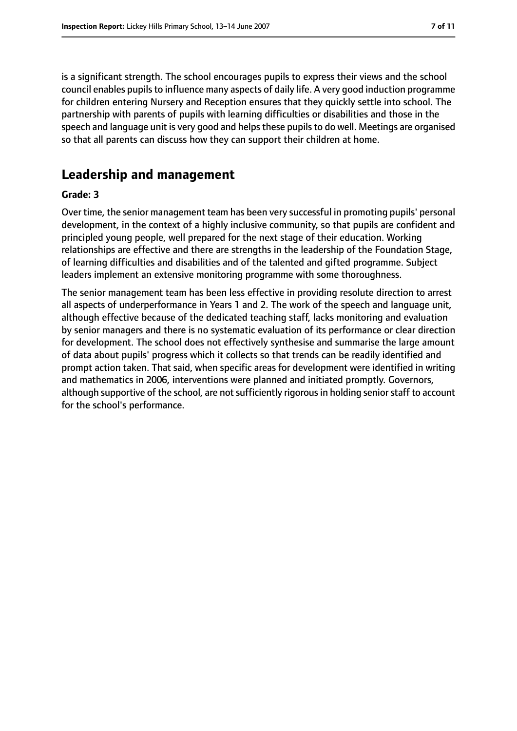is a significant strength. The school encourages pupils to express their views and the school council enables pupils to influence many aspects of daily life. A very good induction programme for children entering Nursery and Reception ensures that they quickly settle into school. The partnership with parents of pupils with learning difficulties or disabilities and those in the speech and language unit is very good and helps these pupils to do well. Meetings are organised so that all parents can discuss how they can support their children at home.

## Leadership and management

**Grade: 3**

Over time, the senior management team has been very successful in promoting pupils' personal development, in the context of a highly inclusive community, so that pupils are confident and principled young people, well prepared for the next stage of their education. Working relationships are effective and there are strengths in the leadership of the Foundation Stage, of learning difficulties and disabilities and of the talented and gifted programme. Subject leaders implement an extensive monitoring programme with some thoroughness.

The senior management team has been less effective in providing resolute direction to arrest all aspects of underperformance in Years 1 and 2. The work of the speech and language unit, although effective because of the dedicated teaching staff, lacks monitoring and evaluation by senior managers and there is no systematic evaluation of its performance or clear direction for development. The school does not effectively synthesise and summarise the large amount of data about pupils' progress which it collects so that trends can be readily identified and prompt action taken. That said, when specific areas for development were identified in writing and mathematics in 2006, interventions were planned and initiated promptly. Governors, although supportive of the school, are not sufficiently rigorous in holding senior staff to account for the school's performance.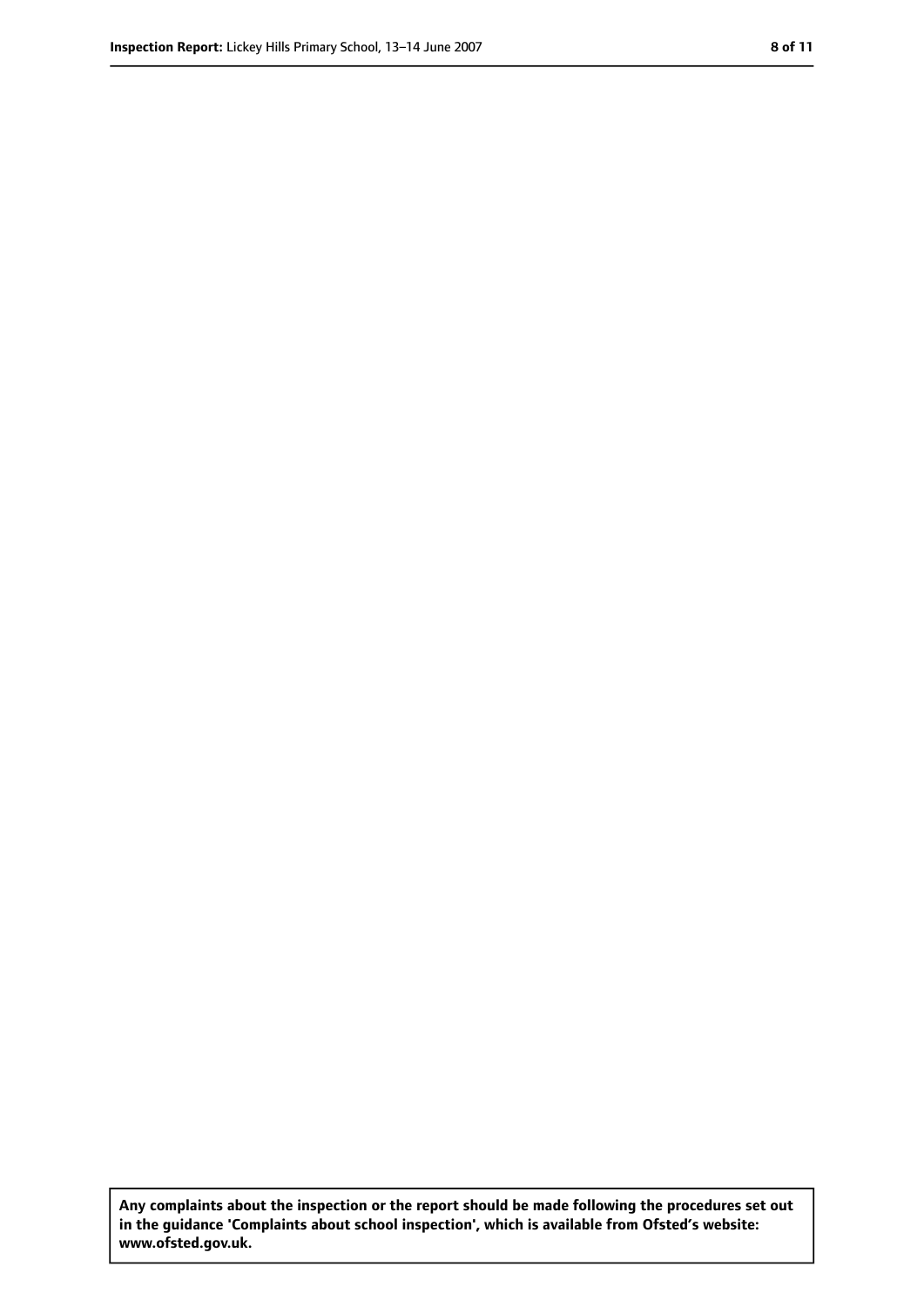**Any complaints about the inspection or the report should be made following the procedures set out in the guidance 'Complaints about school inspection', which is available from Ofsted's website: www.ofsted.gov.uk.**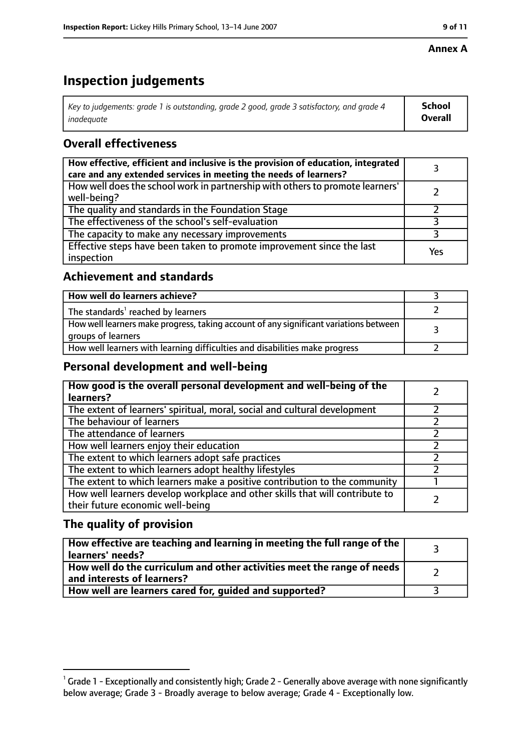Annex A

# Inspection judgements

| *Key to judgements: grade 1 is outstanding, grade 2 good, grade 3 satisfactory, and grade 4 inadequate* | **School Overall** |
|---|---|

## Overall effectiveness

| | |
|---|---|
| **How effective, efficient and inclusive is the provision of education, integrated care and any extended services in meeting the needs of learners?** | 3 |
| How well does the school work in partnership with others to promote learners' well-being? | 2 |
| The quality and standards in the Foundation Stage | 2 |
| The effectiveness of the school's self-evaluation | 3 |
| The capacity to make any necessary improvements | 3 |
| Effective steps have been taken to promote improvement since the last inspection | Yes |

## Achievement and standards

| | |
|---|---|
| **How well do learners achieve?** | 3 |
| The standards[1] reached by learners | 2 |
| How well learners make progress, taking account of any significant variations between groups of learners | 3 |
| How well learners with learning difficulties and disabilities make progress | 2 |

## Personal development and well-being

| | |
|---|---|
| **How good is the overall personal development and well-being of the learners?** | 2 |
| The extent of learners' spiritual, moral, social and cultural development | 2 |
| The behaviour of learners | 2 |
| The attendance of learners | 2 |
| How well learners enjoy their education | 2 |
| The extent to which learners adopt safe practices | 2 |
| The extent to which learners adopt healthy lifestyles | 2 |
| The extent to which learners make a positive contribution to the community | 1 |
| How well learners develop workplace and other skills that will contribute to their future economic well-being | 2 |

## The quality of provision

| | |
|---|---|
| **How effective are teaching and learning in meeting the full range of the learners' needs?** | 3 |
| **How well do the curriculum and other activities meet the range of needs and interests of learners?** | 2 |
| **How well are learners cared for, guided and supported?** | 3 |

[1] Grade 1 - Exceptionally and consistently high; Grade 2 - Generally above average with none significantly below average; Grade 3 - Broadly average to below average; Grade 4 - Exceptionally low.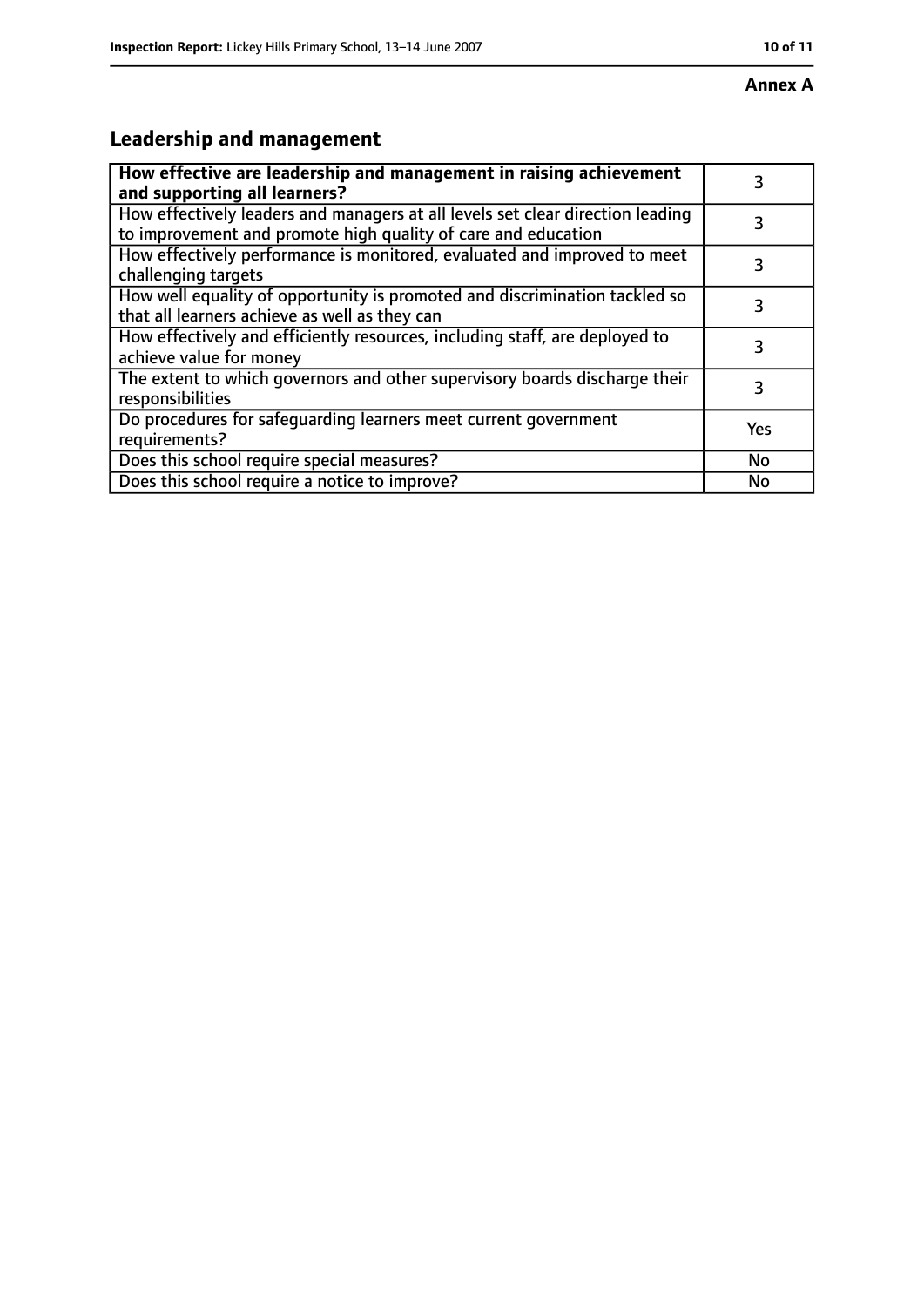**Annex A**

## Leadership and management

| | |
|---|---|
| **How effective are leadership and management in raising achievement and supporting all learners?** | 3 |
| How effectively leaders and managers at all levels set clear direction leading to improvement and promote high quality of care and education | 3 |
| How effectively performance is monitored, evaluated and improved to meet challenging targets | 3 |
| How well equality of opportunity is promoted and discrimination tackled so that all learners achieve as well as they can | 3 |
| How effectively and efficiently resources, including staff, are deployed to achieve value for money | 3 |
| The extent to which governors and other supervisory boards discharge their responsibilities | 3 |
| Do procedures for safeguarding learners meet current government requirements? | Yes |
| Does this school require special measures? | No |
| Does this school require a notice to improve? | No |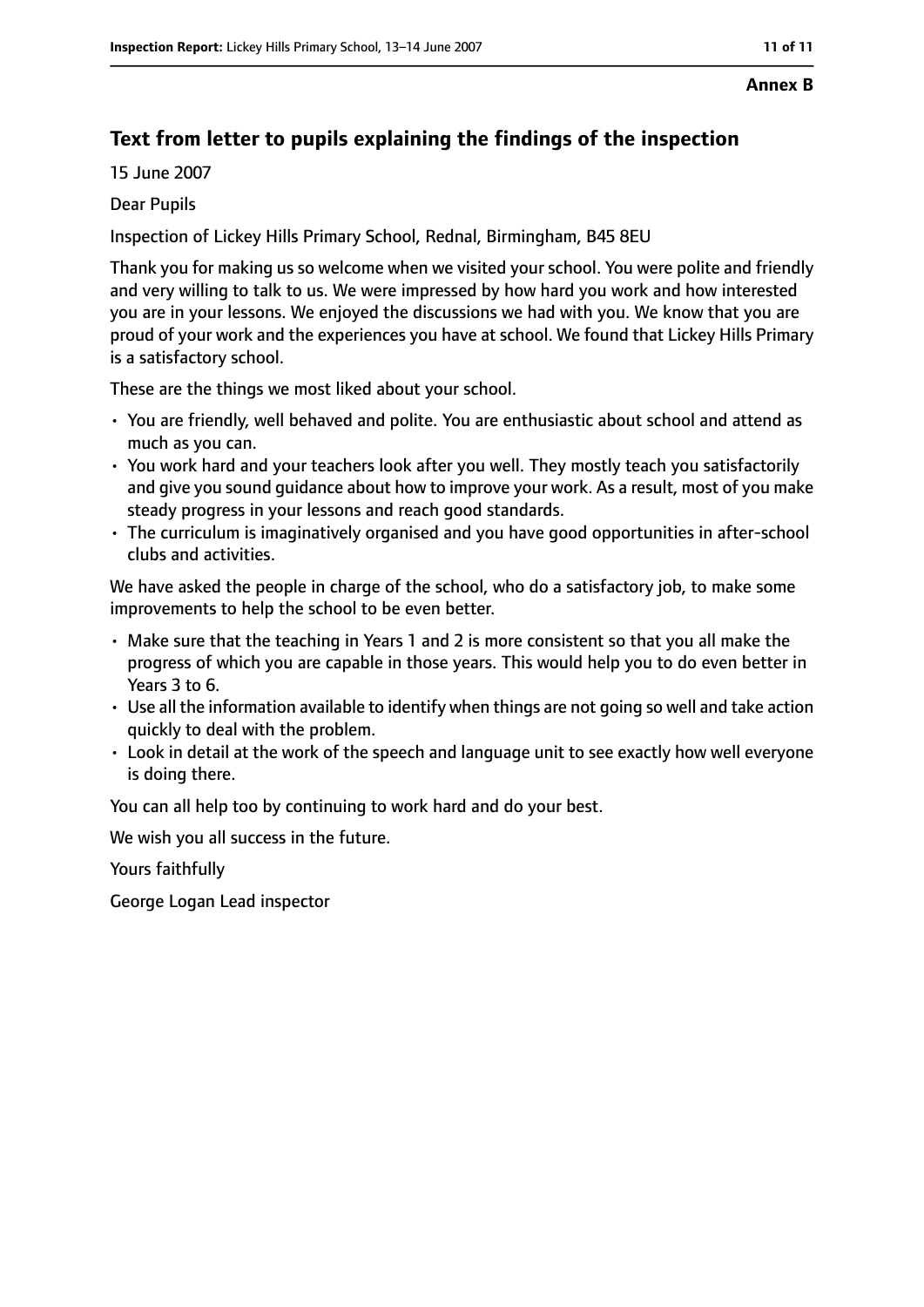**Annex B**

## Text from letter to pupils explaining the findings of the inspection

15 June 2007

Dear Pupils

Inspection of Lickey Hills Primary School, Rednal, Birmingham, B45 8EU

Thank you for making us so welcome when we visited your school. You were polite and friendly and very willing to talk to us. We were impressed by how hard you work and how interested you are in your lessons. We enjoyed the discussions we had with you. We know that you are proud of your work and the experiences you have at school. We found that Lickey Hills Primary is a satisfactory school.

These are the things we most liked about your school.

- You are friendly, well behaved and polite. You are enthusiastic about school and attend as much as you can.
- You work hard and your teachers look after you well. They mostly teach you satisfactorily and give you sound guidance about how to improve your work. As a result, most of you make steady progress in your lessons and reach good standards.
- The curriculum is imaginatively organised and you have good opportunities in after-school clubs and activities.

We have asked the people in charge of the school, who do a satisfactory job, to make some improvements to help the school to be even better.

- Make sure that the teaching in Years 1 and 2 is more consistent so that you all make the progress of which you are capable in those years. This would help you to do even better in Years 3 to 6.
- Use all the information available to identify when things are not going so well and take action quickly to deal with the problem.
- Look in detail at the work of the speech and language unit to see exactly how well everyone is doing there.

You can all help too by continuing to work hard and do your best.

We wish you all success in the future.

Yours faithfully

George Logan Lead inspector